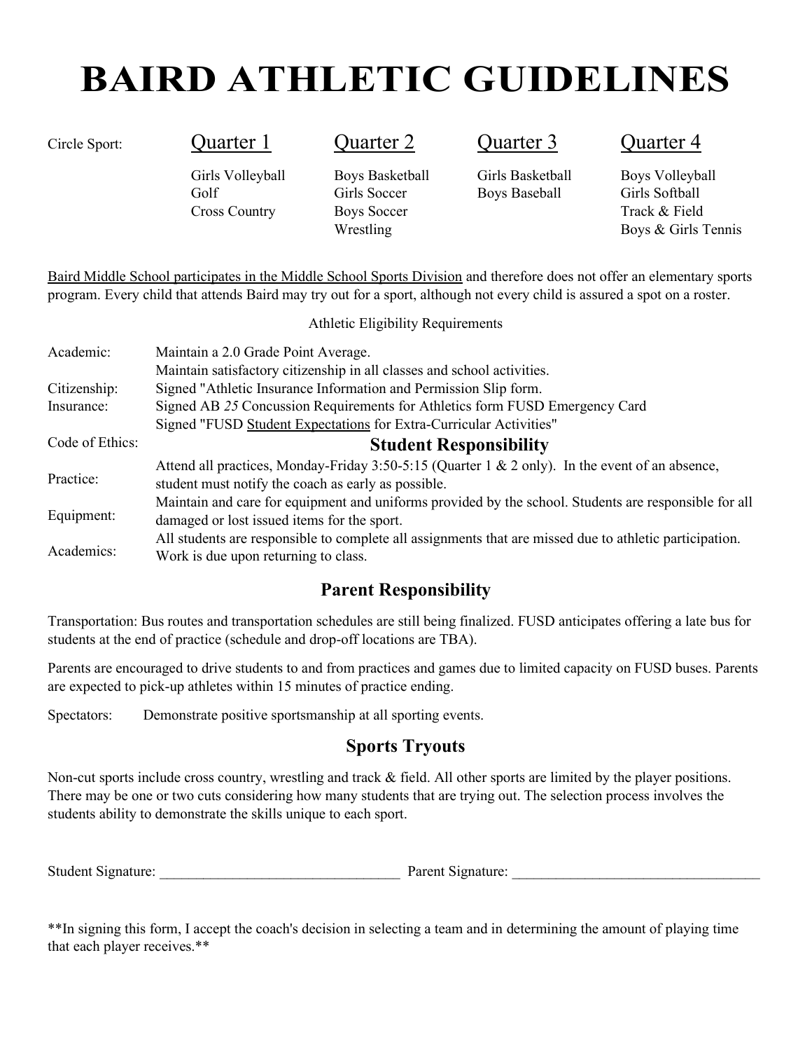# BAIRD ATHLETIC GUIDELINES

| Circle Sport: | Quarter 1 | Quarter 2 | Quarter 3 | Quarter 4 |
|---|---|---|---|---|
| | Girls Volleyball | Boys Basketball | Girls Basketball | Boys Volleyball |
| | Golf | Girls Soccer | Boys Baseball | Girls Softball |
| | Cross Country | Boys Soccer | | Track & Field |
| | | Wrestling | | Boys & Girls Tennis |

Baird Middle School participates in the Middle School Sports Division and therefore does not offer an elementary sports program. Every child that attends Baird may try out for a sport, although not every child is assured a spot on a roster.

Athletic Eligibility Requirements

| | |
|---|---|
| Academic: | Maintain a 2.0 Grade Point Average. |
| | Maintain satisfactory citizenship in all classes and school activities. |
| Citizenship: | Signed "Athletic Insurance Information and Permission Slip form. |
| Insurance: | Signed AB *25* Concussion Requirements for Athletics form FUSD Emergency Card |
| | Signed "FUSD Student Expectations for Extra-Curricular Activities" |
| Code of Ethics: | |

## Student Responsibility

| | |
|---|---|
| Practice: | Attend all practices, Monday-Friday 3:50-5:15 (Quarter 1 & 2 only). In the event of an absence, student must notify the coach as early as possible. |
| Equipment: | Maintain and care for equipment and uniforms provided by the school. Students are responsible for all damaged or lost issued items for the sport. |
| Academics: | All students are responsible to complete all assignments that are missed due to athletic participation. Work is due upon returning to class. |

## Parent Responsibility

Transportation: Bus routes and transportation schedules are still being finalized. FUSD anticipates offering a late bus for students at the end of practice (schedule and drop-off locations are TBA).

Parents are encouraged to drive students to and from practices and games due to limited capacity on FUSD buses. Parents are expected to pick-up athletes within 15 minutes of practice ending.

Spectators: Demonstrate positive sportsmanship at all sporting events.

## Sports Tryouts

Non-cut sports include cross country, wrestling and track & field. All other sports are limited by the player positions. There may be one or two cuts considering how many students that are trying out. The selection process involves the students ability to demonstrate the skills unique to each sport.

Student Signature: ________________________________ Parent Signature: _________________________________

**In signing this form, I accept the coach's decision in selecting a team and in determining the amount of playing time that each player receives.**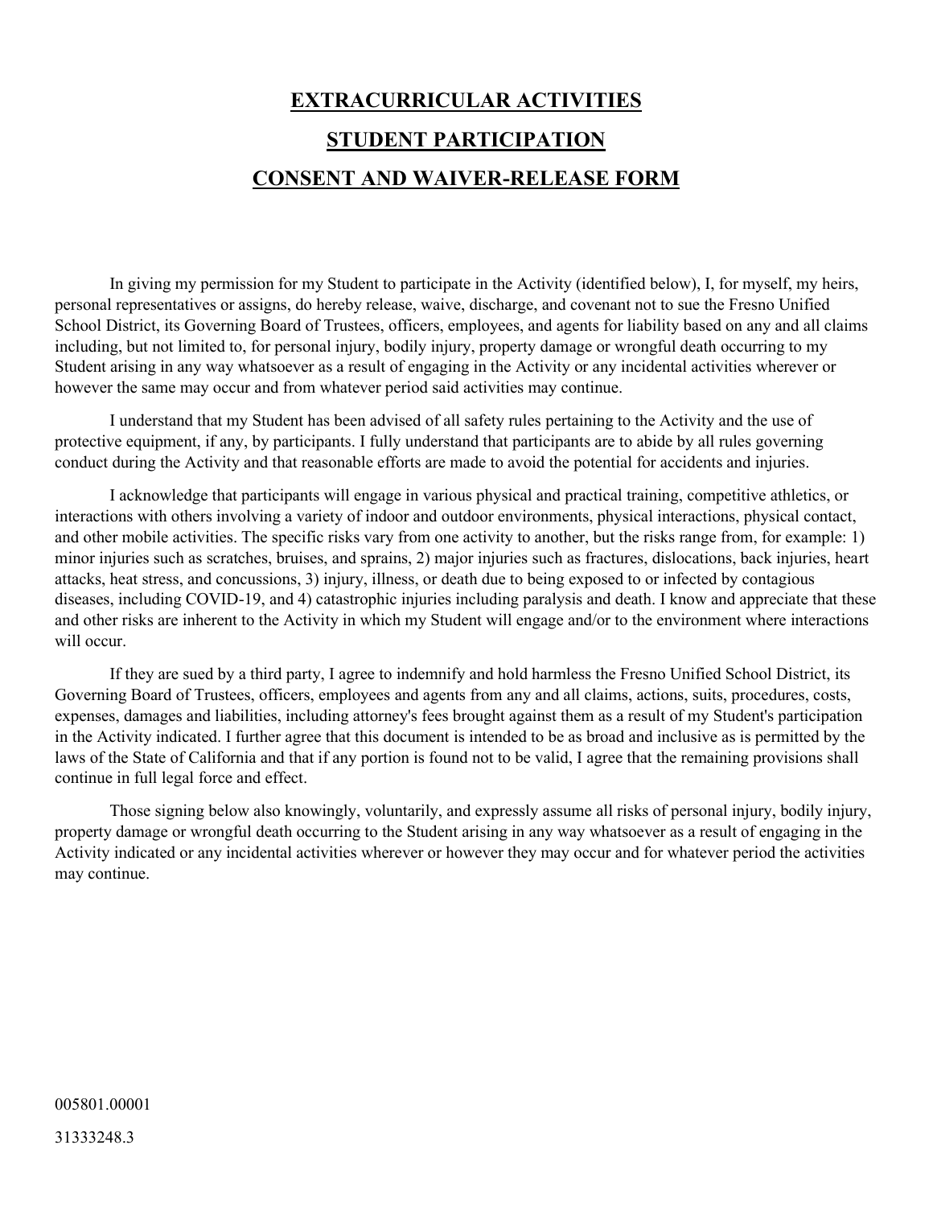# EXTRACURRICULAR ACTIVITIES

# STUDENT PARTICIPATION

# CONSENT AND WAIVER-RELEASE FORM

In giving my permission for my Student to participate in the Activity (identified below), I, for myself, my heirs, personal representatives or assigns, do hereby release, waive, discharge, and covenant not to sue the Fresno Unified School District, its Governing Board of Trustees, officers, employees, and agents for liability based on any and all claims including, but not limited to, for personal injury, bodily injury, property damage or wrongful death occurring to my Student arising in any way whatsoever as a result of engaging in the Activity or any incidental activities wherever or however the same may occur and from whatever period said activities may continue.

I understand that my Student has been advised of all safety rules pertaining to the Activity and the use of protective equipment, if any, by participants. I fully understand that participants are to abide by all rules governing conduct during the Activity and that reasonable efforts are made to avoid the potential for accidents and injuries.

I acknowledge that participants will engage in various physical and practical training, competitive athletics, or interactions with others involving a variety of indoor and outdoor environments, physical interactions, physical contact, and other mobile activities. The specific risks vary from one activity to another, but the risks range from, for example: 1) minor injuries such as scratches, bruises, and sprains, 2) major injuries such as fractures, dislocations, back injuries, heart attacks, heat stress, and concussions, 3) injury, illness, or death due to being exposed to or infected by contagious diseases, including COVID-19, and 4) catastrophic injuries including paralysis and death. I know and appreciate that these and other risks are inherent to the Activity in which my Student will engage and/or to the environment where interactions will occur.

If they are sued by a third party, I agree to indemnify and hold harmless the Fresno Unified School District, its Governing Board of Trustees, officers, employees and agents from any and all claims, actions, suits, procedures, costs, expenses, damages and liabilities, including attorney's fees brought against them as a result of my Student's participation in the Activity indicated. I further agree that this document is intended to be as broad and inclusive as is permitted by the laws of the State of California and that if any portion is found not to be valid, I agree that the remaining provisions shall continue in full legal force and effect.

Those signing below also knowingly, voluntarily, and expressly assume all risks of personal injury, bodily injury, property damage or wrongful death occurring to the Student arising in any way whatsoever as a result of engaging in the Activity indicated or any incidental activities wherever or however they may occur and for whatever period the activities may continue.

005801.00001

31333248.3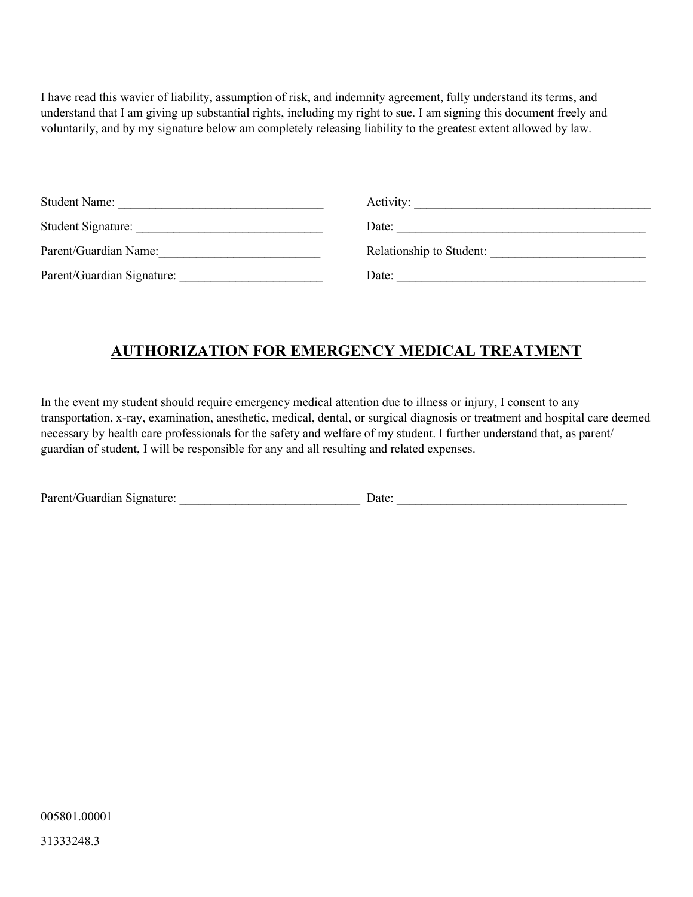I have read this wavier of liability, assumption of risk, and indemnity agreement, fully understand its terms, and understand that I am giving up substantial rights, including my right to sue. I am signing this document freely and voluntarily, and by my signature below am completely releasing liability to the greatest extent allowed by law.

Student Name: ________________________________ Activity: ________________________________

Student Signature: ______________________________ Date: ________________________________

Parent/Guardian Name:__________________________ Relationship to Student: ________________________

Parent/Guardian Signature: _______________________ Date: ________________________________

## AUTHORIZATION FOR EMERGENCY MEDICAL TREATMENT

In the event my student should require emergency medical attention due to illness or injury, I consent to any transportation, x-ray, examination, anesthetic, medical, dental, or surgical diagnosis or treatment and hospital care deemed necessary by health care professionals for the safety and welfare of my student. I further understand that, as parent/ guardian of student, I will be responsible for any and all resulting and related expenses.

Parent/Guardian Signature: _____________________________ Date: _____________________________________

005801.00001

31333248.3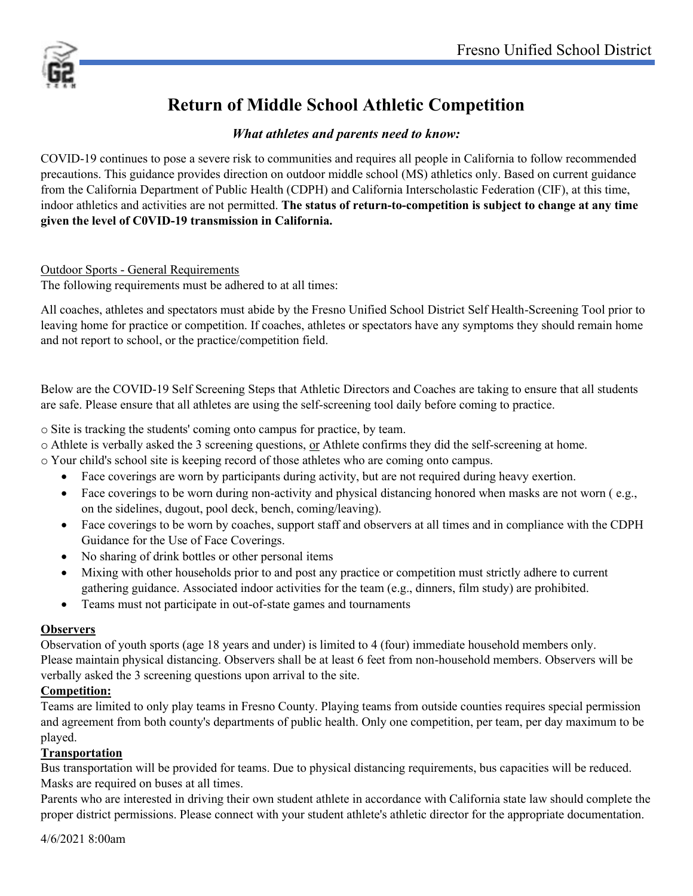# Return of Middle School Athletic Competition

***What athletes and parents need to know:***

COVID-19 continues to pose a severe risk to communities and requires all people in California to follow recommended precautions. This guidance provides direction on outdoor middle school (MS) athletics only. Based on current guidance from the California Department of Public Health (CDPH) and California Interscholastic Federation (CIF), at this time, indoor athletics and activities are not permitted. **The status of return-to-competition is subject to change at any time given the level of C0VID-19 transmission in California.**

<u>Outdoor Sports - General Requirements</u>

The following requirements must be adhered to at all times:

All coaches, athletes and spectators must abide by the Fresno Unified School District Self Health-Screening Tool prior to leaving home for practice or competition. If coaches, athletes or spectators have any symptoms they should remain home and not report to school, or the practice/competition field.

Below are the COVID-19 Self Screening Steps that Athletic Directors and Coaches are taking to ensure that all students are safe. Please ensure that all athletes are using the self-screening tool daily before coming to practice.

- o Site is tracking the students' coming onto campus for practice, by team.
- o Athlete is verbally asked the 3 screening questions, <u>or</u> Athlete confirms they did the self-screening at home.
- o Your child's school site is keeping record of those athletes who are coming onto campus.
  - Face coverings are worn by participants during activity, but are not required during heavy exertion.
  - Face coverings to be worn during non-activity and physical distancing honored when masks are not worn ( e.g., on the sidelines, dugout, pool deck, bench, coming/leaving).
  - Face coverings to be worn by coaches, support staff and observers at all times and in compliance with the CDPH Guidance for the Use of Face Coverings.
  - No sharing of drink bottles or other personal items
  - Mixing with other households prior to and post any practice or competition must strictly adhere to current gathering guidance. Associated indoor activities for the team (e.g., dinners, film study) are prohibited.
  - Teams must not participate in out-of-state games and tournaments

**<u>Observers</u>**

Observation of youth sports (age 18 years and under) is limited to 4 (four) immediate household members only. Please maintain physical distancing. Observers shall be at least 6 feet from non-household members. Observers will be verbally asked the 3 screening questions upon arrival to the site.

**<u>Competition:</u>**

Teams are limited to only play teams in Fresno County. Playing teams from outside counties requires special permission and agreement from both county's departments of public health. Only one competition, per team, per day maximum to be played.

**<u>Transportation</u>**

Bus transportation will be provided for teams. Due to physical distancing requirements, bus capacities will be reduced. Masks are required on buses at all times.

Parents who are interested in driving their own student athlete in accordance with California state law should complete the proper district permissions. Please connect with your student athlete's athletic director for the appropriate documentation.

4/6/2021 8:00am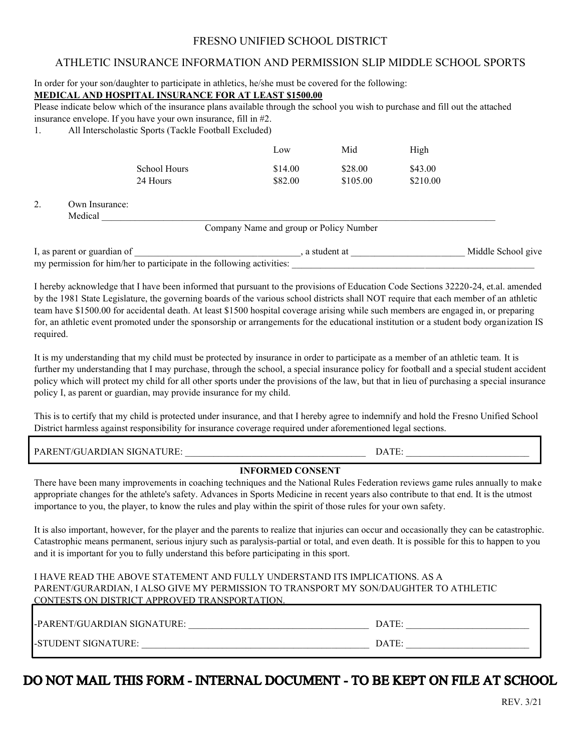# FRESNO UNIFIED SCHOOL DISTRICT

## ATHLETIC INSURANCE INFORMATION AND PERMISSION SLIP MIDDLE SCHOOL SPORTS

In order for your son/daughter to participate in athletics, he/she must be covered for the following:

**MEDICAL AND HOSPITAL INSURANCE FOR AT LEAST $1500.00**

Please indicate below which of the insurance plans available through the school you wish to purchase and fill out the attached insurance envelope. If you have your own insurance, fill in #2.

1. All Interscholastic Sports (Tackle Football Excluded)

| | Low | Mid | High |
|---|---|---|---|
| School Hours | $14.00 | $28.00 | $43.00 |
| 24 Hours | $82.00 | $105.00 | $210.00 |

2. Own Insurance:
   Medical ______________________________________________________________________________
   Company Name and group or Policy Number

I, as parent or guardian of ___________________________________, a student at ________________________ Middle School give my permission for him/her to participate in the following activities: ____________________________________________________

I hereby acknowledge that I have been informed that pursuant to the provisions of Education Code Sections 32220-24, et.al. amended by the 1981 State Legislature, the governing boards of the various school districts shall NOT require that each member of an athletic team have $1500.00 for accidental death. At least $1500 hospital coverage arising while such members are engaged in, or preparing for, an athletic event promoted under the sponsorship or arrangements for the educational institution or a student body organization IS required.

It is my understanding that my child must be protected by insurance in order to participate as a member of an athletic team. It is further my understanding that I may purchase, through the school, a special insurance policy for football and a special student accident policy which will protect my child for all other sports under the provisions of the law, but that in lieu of purchasing a special insurance policy I, as parent or guardian, may provide insurance for my child.

This is to certify that my child is protected under insurance, and that I hereby agree to indemnify and hold the Fresno Unified School District harmless against responsibility for insurance coverage required under aforementioned legal sections.

PARENT/GUARDIAN SIGNATURE: ______________________________________ DATE: __________________________

**INFORMED CONSENT**

There have been many improvements in coaching techniques and the National Rules Federation reviews game rules annually to make appropriate changes for the athlete's safety. Advances in Sports Medicine in recent years also contribute to that end. It is the utmost importance to you, the player, to know the rules and play within the spirit of those rules for your own safety.

It is also important, however, for the player and the parents to realize that injuries can occur and occasionally they can be catastrophic. Catastrophic means permanent, serious injury such as paralysis-partial or total, and even death. It is possible for this to happen to you and it is important for you to fully understand this before participating in this sport.

I HAVE READ THE ABOVE STATEMENT AND FULLY UNDERSTAND ITS IMPLICATIONS. AS A PARENT/GURARDIAN, I ALSO GIVE MY PERMISSION TO TRANSPORT MY SON/DAUGHTER TO ATHLETIC CONTESTS ON DISTRICT APPROVED TRANSPORTATION.

-PARENT/GUARDIAN SIGNATURE: ______________________________________ DATE: __________________________

-STUDENT SIGNATURE: ________________________________________________ DATE: __________________________

## DO NOT MAIL THIS FORM - INTERNAL DOCUMENT - TO BE KEPT ON FILE AT SCHOOL

REV. 3/21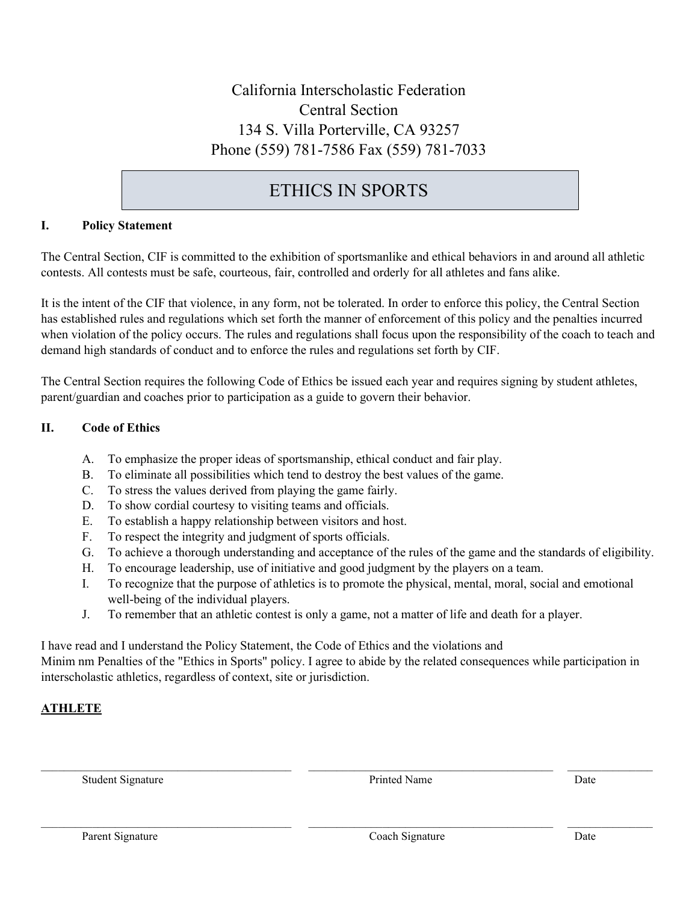California Interscholastic Federation
Central Section
134 S. Villa Porterville, CA 93257
Phone (559) 781-7586 Fax (559) 781-7033

# ETHICS IN SPORTS

## I. Policy Statement

The Central Section, CIF is committed to the exhibition of sportsmanlike and ethical behaviors in and around all athletic contests. All contests must be safe, courteous, fair, controlled and orderly for all athletes and fans alike.

It is the intent of the CIF that violence, in any form, not be tolerated. In order to enforce this policy, the Central Section has established rules and regulations which set forth the manner of enforcement of this policy and the penalties incurred when violation of the policy occurs. The rules and regulations shall focus upon the responsibility of the coach to teach and demand high standards of conduct and to enforce the rules and regulations set forth by CIF.

The Central Section requires the following Code of Ethics be issued each year and requires signing by student athletes, parent/guardian and coaches prior to participation as a guide to govern their behavior.

## II. Code of Ethics

A. To emphasize the proper ideas of sportsmanship, ethical conduct and fair play.
B. To eliminate all possibilities which tend to destroy the best values of the game.
C. To stress the values derived from playing the game fairly.
D. To show cordial courtesy to visiting teams and officials.
E. To establish a happy relationship between visitors and host.
F. To respect the integrity and judgment of sports officials.
G. To achieve a thorough understanding and acceptance of the rules of the game and the standards of eligibility.
H. To encourage leadership, use of initiative and good judgment by the players on a team.
I. To recognize that the purpose of athletics is to promote the physical, mental, moral, social and emotional well-being of the individual players.
J. To remember that an athletic contest is only a game, not a matter of life and death for a player.

I have read and I understand the Policy Statement, the Code of Ethics and the violations and Minim nm Penalties of the "Ethics in Sports" policy. I agree to abide by the related consequences while participation in interscholastic athletics, regardless of context, site or jurisdiction.

**ATHLETE**

| ______________________________ | ______________________________ | __________ |
|---|---|---|
| Student Signature | Printed Name | Date |
| ______________________________ | ______________________________ | __________ |
| Parent Signature | Coach Signature | Date |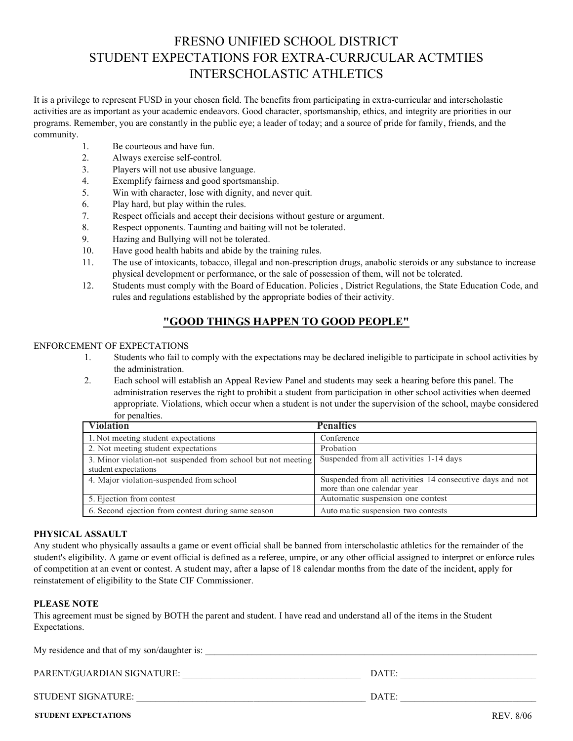# FRESNO UNIFIED SCHOOL DISTRICT
# STUDENT EXPECTATIONS FOR EXTRA-CURRJCULAR ACTMTIES
# INTERSCHOLASTIC ATHLETICS

It is a privilege to represent FUSD in your chosen field. The benefits from participating in extra-curricular and interscholastic activities are as important as your academic endeavors. Good character, sportsmanship, ethics, and integrity are priorities in our programs. Remember, you are constantly in the public eye; a leader of today; and a source of pride for family, friends, and the community.

1. Be courteous and have fun.
2. Always exercise self-control.
3. Players will not use abusive language.
4. Exemplify fairness and good sportsmanship.
5. Win with character, lose with dignity, and never quit.
6. Play hard, but play within the rules.
7. Respect officials and accept their decisions without gesture or argument.
8. Respect opponents. Taunting and baiting will not be tolerated.
9. Hazing and Bullying will not be tolerated.
10. Have good health habits and abide by the training rules.
11. The use of intoxicants, tobacco, illegal and non-prescription drugs, anabolic steroids or any substance to increase physical development or performance, or the sale of possession of them, will not be tolerated.
12. Students must comply with the Board of Education. Policies , District Regulations, the State Education Code, and rules and regulations established by the appropriate bodies of their activity.

## "GOOD THINGS HAPPEN TO GOOD PEOPLE"

ENFORCEMENT OF EXPECTATIONS

1. Students who fail to comply with the expectations may be declared ineligible to participate in school activities by the administration.
2. Each school will establish an Appeal Review Panel and students may seek a hearing before this panel. The administration reserves the right to prohibit a student from participation in other school activities when deemed appropriate. Violations, which occur when a student is not under the supervision of the school, maybe considered for penalties.

| Violation | Penalties |
|---|---|
| 1. Not meeting student expectations | Conference |
| 2. Not meeting student expectations | Probation |
| 3. Minor violation-not suspended from school but not meeting student expectations | Suspended from all activities 1-14 days |
| 4. Major violation-suspended from school | Suspended from all activities 14 consecutive days and not more than one calendar year |
| 5. Ejection from contest | Automatic suspension one contest |
| 6. Second ejection from contest during same season | Automatic suspension two contests |

**PHYSICAL ASSAULT**

Any student who physically assaults a game or event official shall be banned from interscholastic athletics for the remainder of the student's eligibility. A game or event official is defined as a referee, umpire, or any other official assigned to interpret or enforce rules of competition at an event or contest. A student may, after a lapse of 18 calendar months from the date of the incident, apply for reinstatement of eligibility to the State CIF Commissioner.

**PLEASE NOTE**

This agreement must be signed by BOTH the parent and student. I have read and understand all of the items in the Student Expectations.

My residence and that of my son/daughter is: ______________________________________________

PARENT/GUARDIAN SIGNATURE: ______________________________ DATE: ____________________

STUDENT SIGNATURE: ______________________________________ DATE: ____________________

**STUDENT EXPECTATIONS** REV. 8/06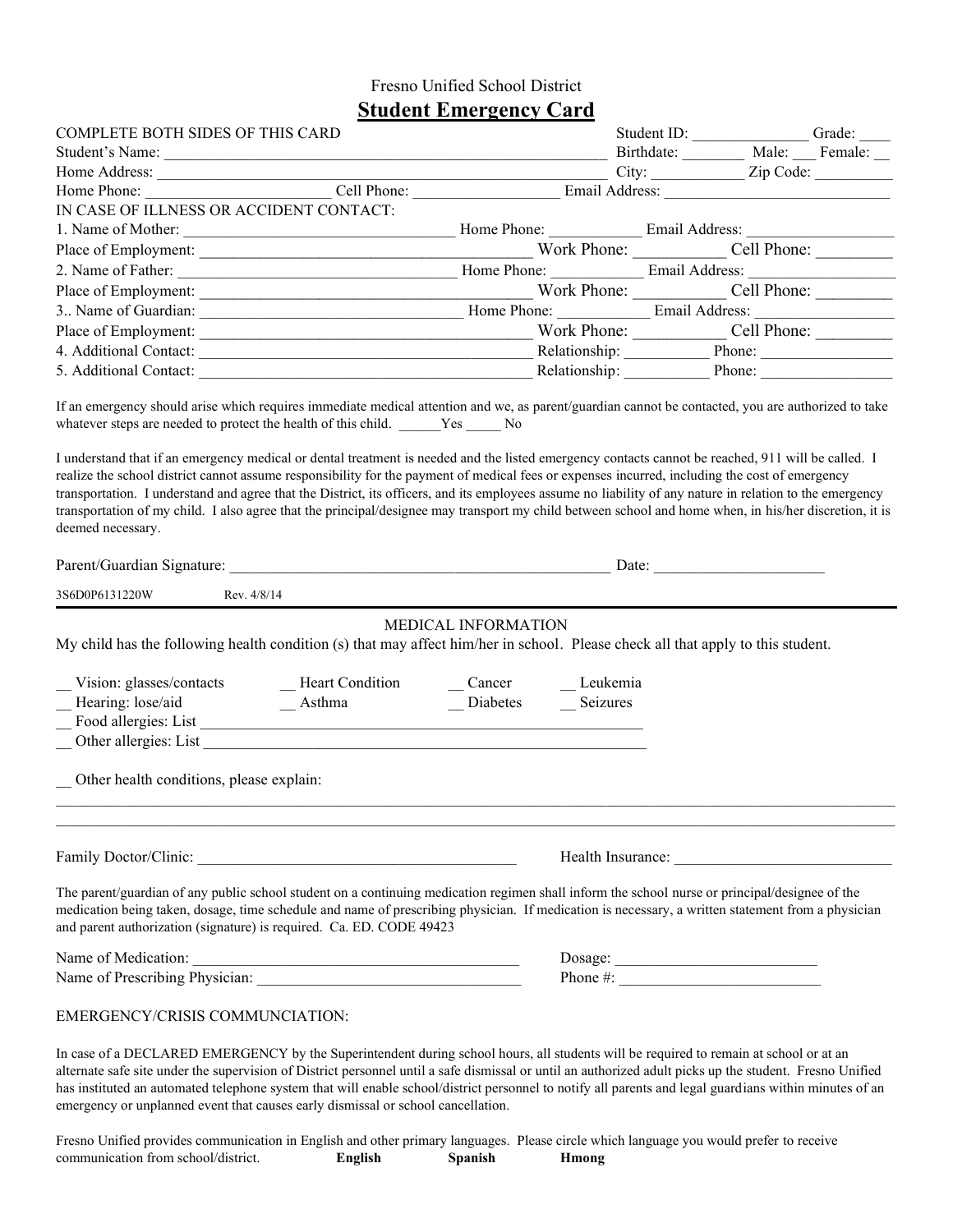Fresno Unified School District

# Student Emergency Card

COMPLETE BOTH SIDES OF THIS CARD Student ID: _______________ Grade: ____

Student's Name: ___________________________________________________________ Birthdate: ________ Male: ___ Female: __

Home Address: ____________________________________________________________ City: ____________ Zip Code: __________

Home Phone: ________________________ Cell Phone: ___________________ Email Address: _____________________________

IN CASE OF ILLNESS OR ACCIDENT CONTACT:

1. Name of Mother: __________________________________ Home Phone: ____________ Email Address: ___________________

Place of Employment: _________________________________________ Work Phone: ___________ Cell Phone: _________

2. Name of Father: ___________________________________ Home Phone: ____________ Email Address: ___________________

Place of Employment: _________________________________________ Work Phone: ___________ Cell Phone: _________

3.. Name of Guardian: _________________________________ Home Phone: ____________ Email Address: __________________

Place of Employment: _________________________________________ Work Phone: ___________ Cell Phone: _________

4. Additional Contact: _________________________________________ Relationship: ___________ Phone: _________________

5. Additional Contact: _________________________________________ Relationship: ___________ Phone: _________________

If an emergency should arise which requires immediate medical attention and we, as parent/guardian cannot be contacted, you are authorized to take whatever steps are needed to protect the health of this child. ______Yes _____ No

I understand that if an emergency medical or dental treatment is needed and the listed emergency contacts cannot be reached, 911 will be called. I realize the school district cannot assume responsibility for the payment of medical fees or expenses incurred, including the cost of emergency transportation. I understand and agree that the District, its officers, and its employees assume no liability of any nature in relation to the emergency transportation of my child. I also agree that the principal/designee may transport my child between school and home when, in his/her discretion, it is deemed necessary.

Parent/Guardian Signature: ____________________________________________________ Date: ______________________

3S6D0P6131220W Rev. 4/8/14

---

MEDICAL INFORMATION

My child has the following health condition (s) that may affect him/her in school. Please check all that apply to this student.

__ Vision: glasses/contacts __ Heart Condition __ Cancer __ Leukemia

__ Hearing: lose/aid __ Asthma __ Diabetes __ Seizures

__ Food allergies: List ____________________________________________________________

__ Other allergies: List ____________________________________________________________

__ Other health conditions, please explain:

_____________________________________________________________________________________________________________

_____________________________________________________________________________________________________________

Family Doctor/Clinic: ___________________________________________ Health Insurance: ____________________________

The parent/guardian of any public school student on a continuing medication regimen shall inform the school nurse or principal/designee of the medication being taken, dosage, time schedule and name of prescribing physician. If medication is necessary, a written statement from a physician and parent authorization (signature) is required. Ca. ED. CODE 49423

Name of Medication: ___________________________________________ Dosage: __________________________

Name of Prescribing Physician: __________________________________ Phone #: __________________________

EMERGENCY/CRISIS COMMUNCIATION:

In case of a DECLARED EMERGENCY by the Superintendent during school hours, all students will be required to remain at school or at an alternate safe site under the supervision of District personnel until a safe dismissal or until an authorized adult picks up the student. Fresno Unified has instituted an automated telephone system that will enable school/district personnel to notify all parents and legal guardians within minutes of an emergency or unplanned event that causes early dismissal or school cancellation.

Fresno Unified provides communication in English and other primary languages. Please circle which language you would prefer to receive communication from school/district. **English** **Spanish** **Hmong**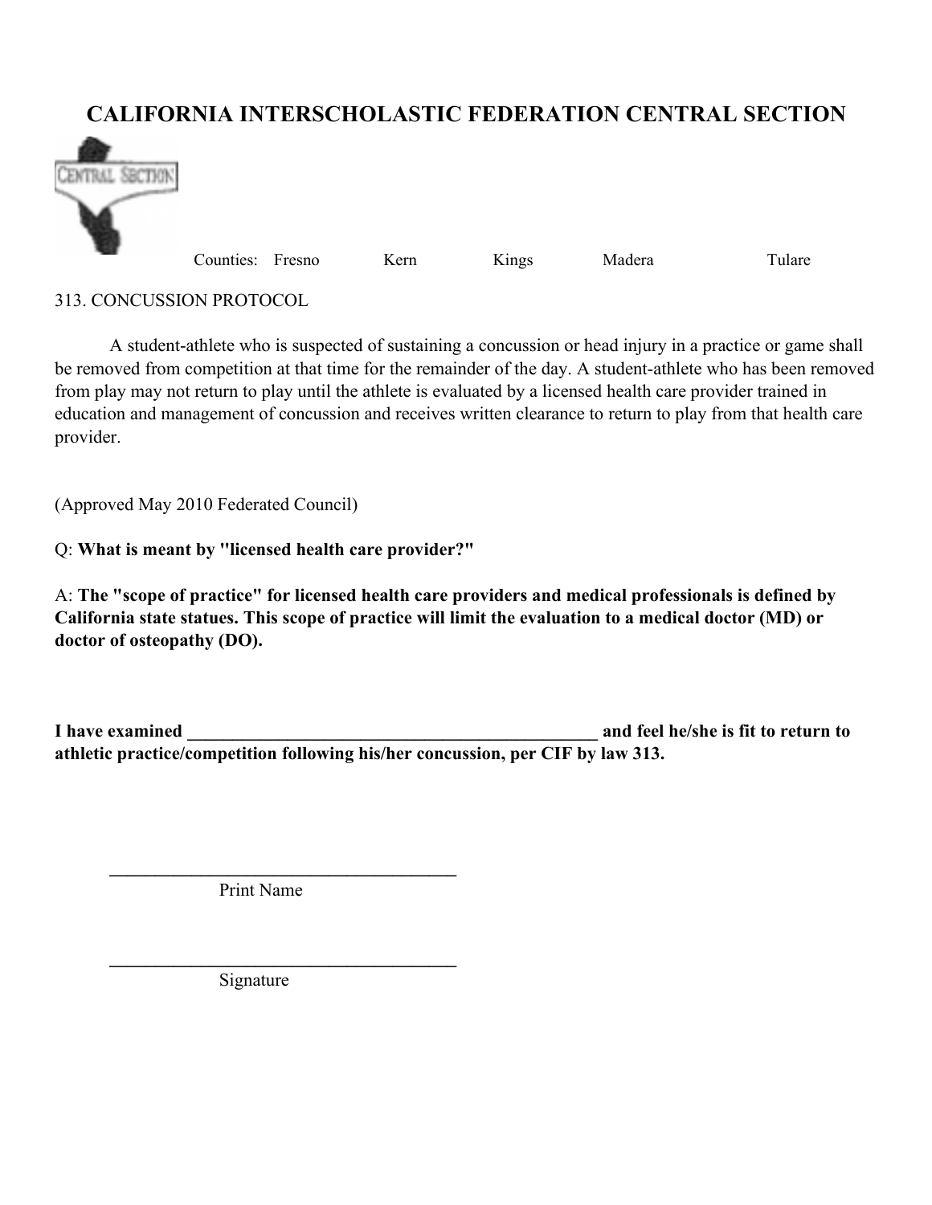# CALIFORNIA INTERSCHOLASTIC FEDERATION CENTRAL SECTION

Counties: Fresno Kern Kings Madera Tulare

313. CONCUSSION PROTOCOL

A student-athlete who is suspected of sustaining a concussion or head injury in a practice or game shall be removed from competition at that time for the remainder of the day. A student-athlete who has been removed from play may not return to play until the athlete is evaluated by a licensed health care provider trained in education and management of concussion and receives written clearance to return to play from that health care provider.

(Approved May 2010 Federated Council)

Q: **What is meant by "licensed health care provider?"**

A: **The "scope of practice" for licensed health care providers and medical professionals is defined by California state statues. This scope of practice will limit the evaluation to a medical doctor (MD) or doctor of osteopathy (DO).**

**I have examined _______________________________________________ and feel he/she is fit to return to athletic practice/competition following his/her concussion, per CIF by law 313.**

_______________________________________
Print Name

_______________________________________
Signature